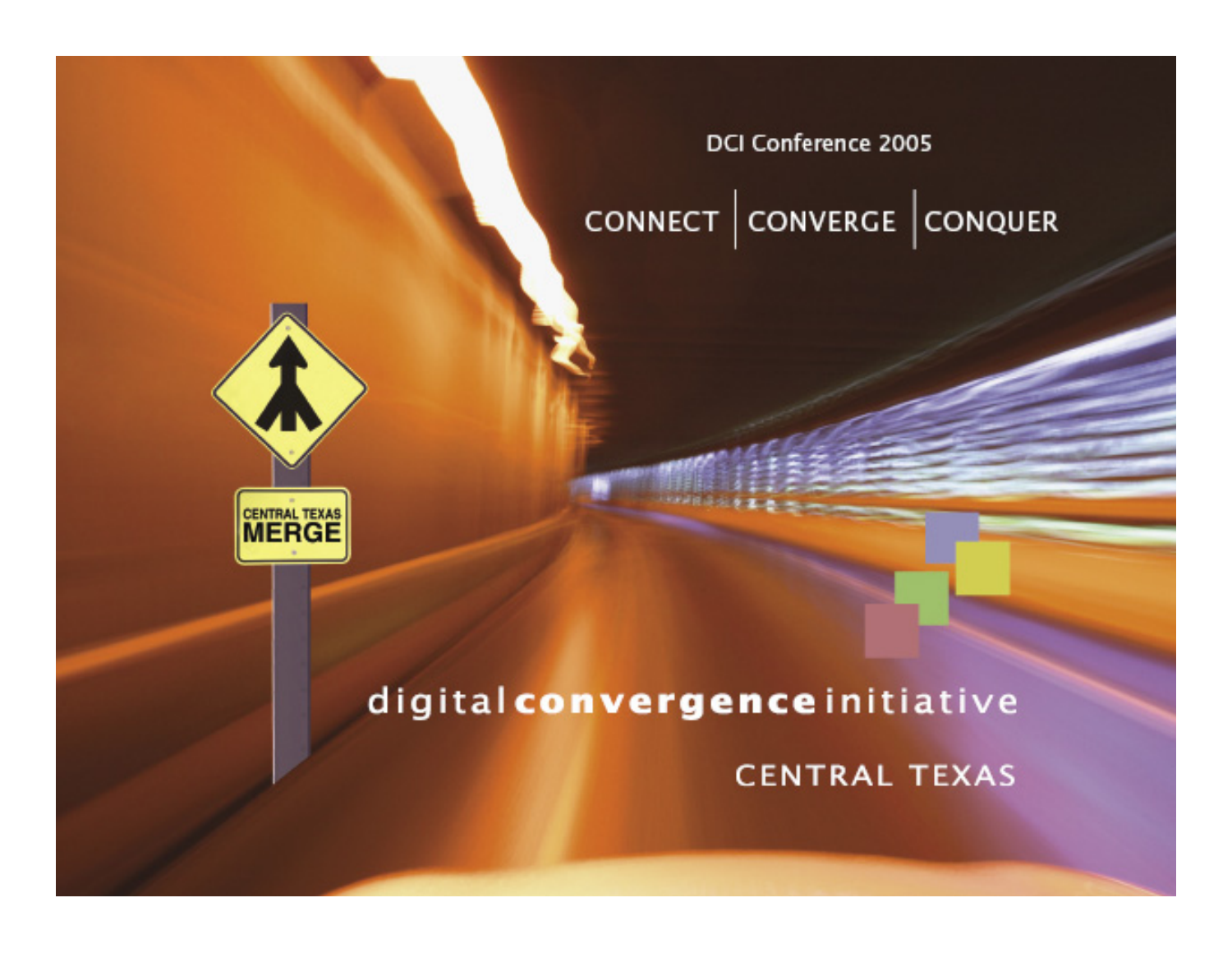DCI Conference 2005

# CONNECT | CONVERGE | CONQUER

CENTRAL TEXAS MERGE

digital **convergence** initiative

CENTRAL TEXAS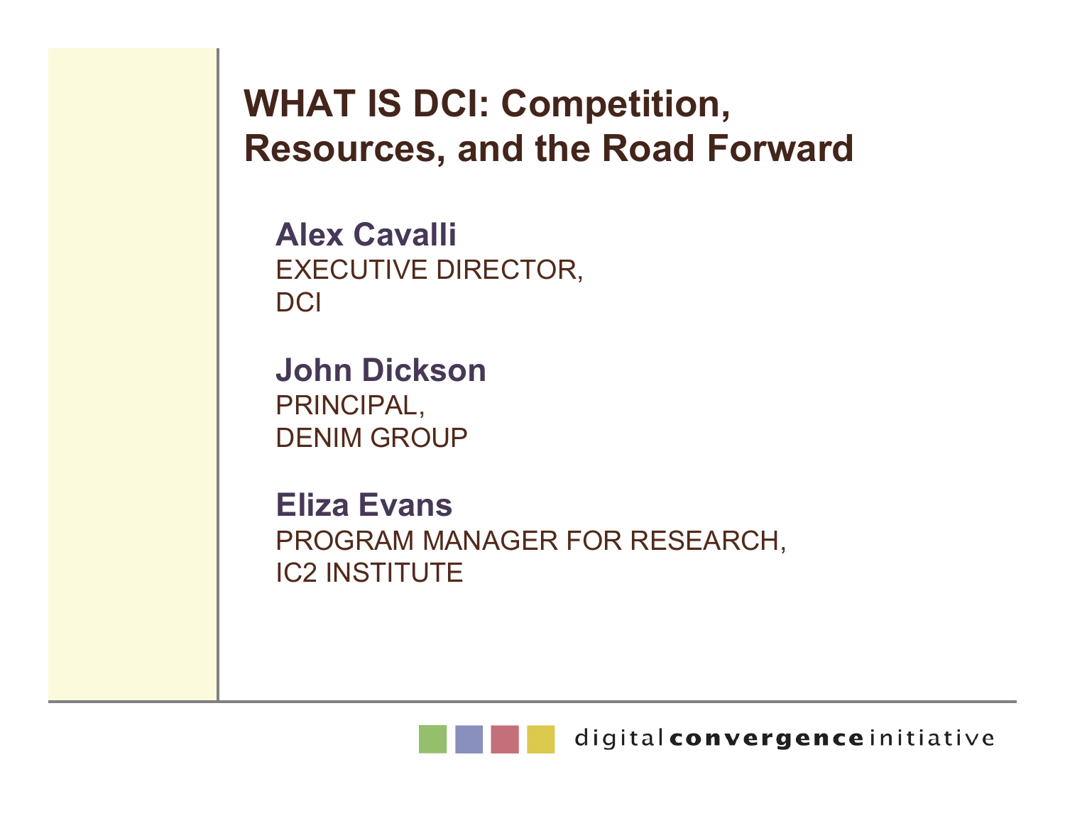# WHAT IS DCI: Competition, Resources, and the Road Forward

**Alex Cavalli**
EXECUTIVE DIRECTOR,
DCI

**John Dickson**
PRINCIPAL,
DENIM GROUP

**Eliza Evans**
PROGRAM MANAGER FOR RESEARCH,
IC2 INSTITUTE

digital **convergence** initiative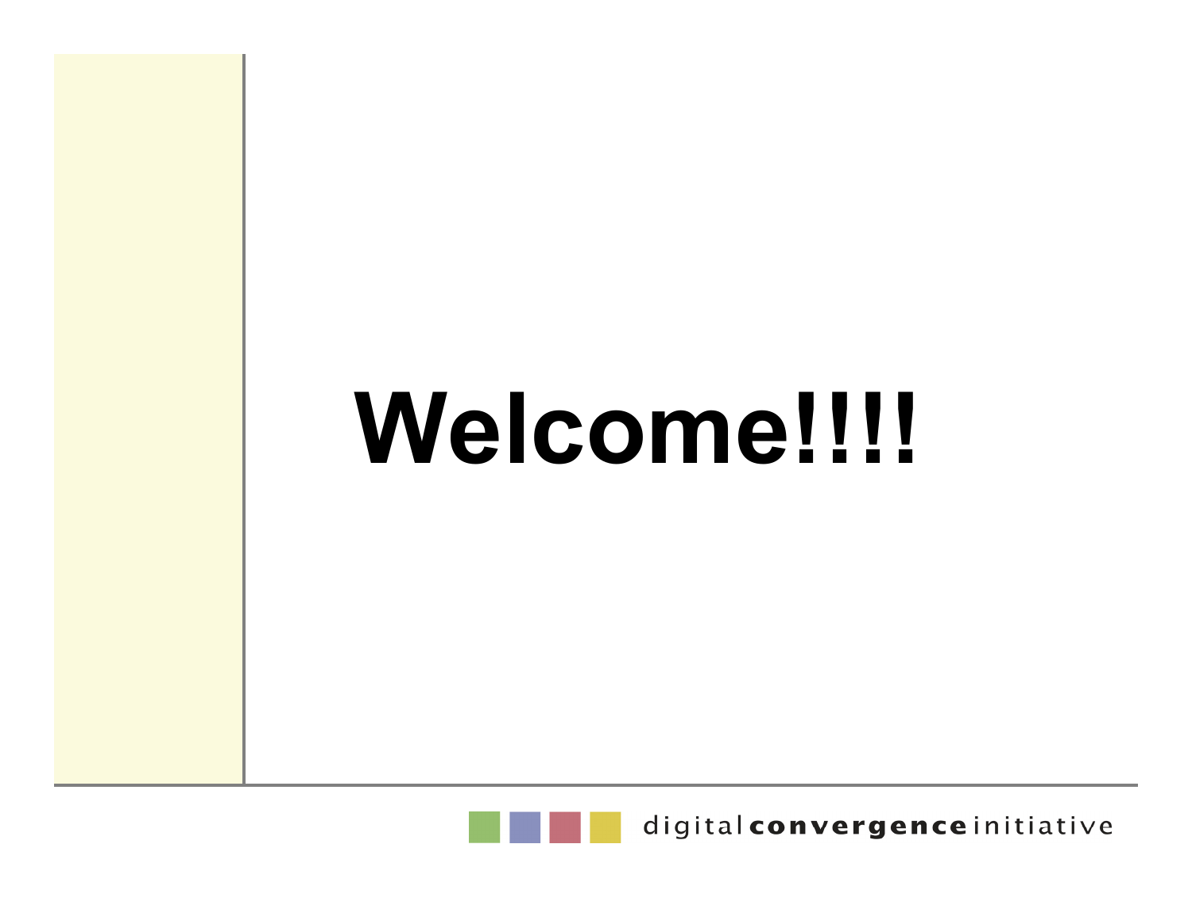# Welcome!!!!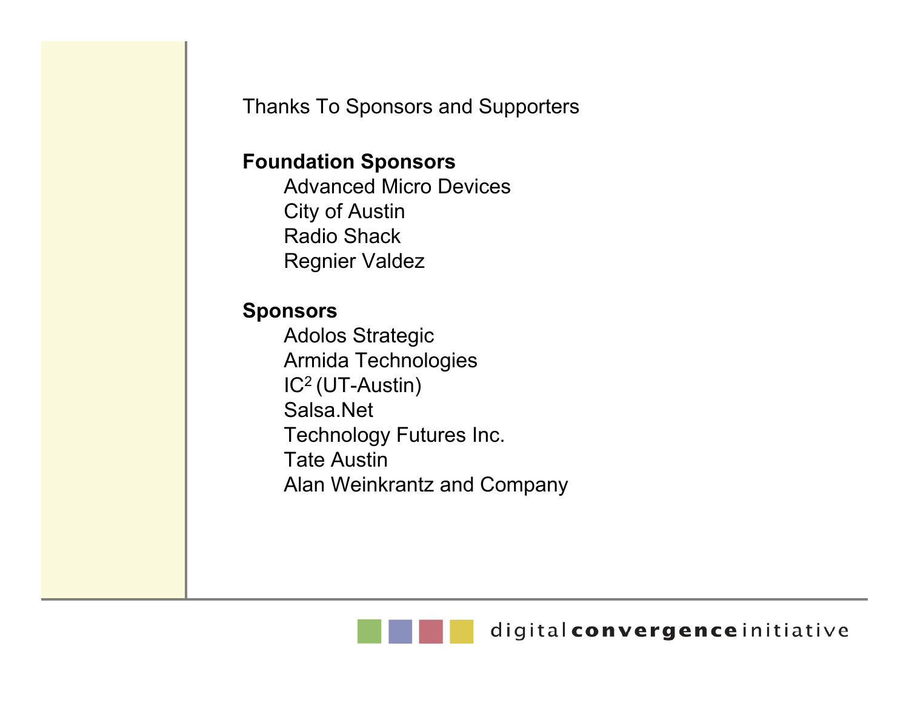Thanks To Sponsors and Supporters

**Foundation Sponsors**

- Advanced Micro Devices
- City of Austin
- Radio Shack
- Regnier Valdez

**Sponsors**

- Adolos Strategic
- Armida Technologies
- $IC^2$ (UT-Austin)
- Salsa.Net
- Technology Futures Inc.
- Tate Austin
- Alan Weinkrantz and Company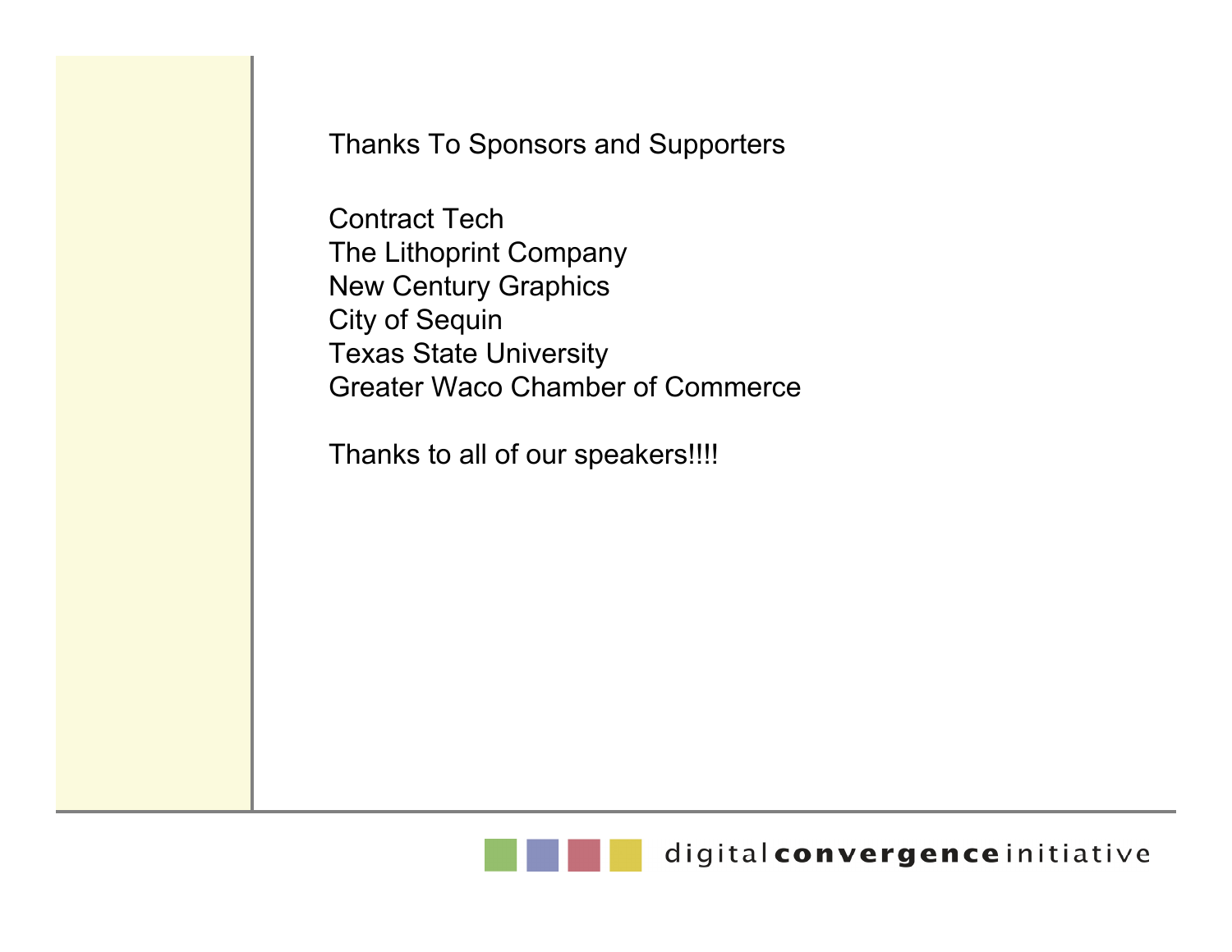Thanks To Sponsors and Supporters

Contract Tech
The Lithoprint Company
New Century Graphics
City of Sequin
Texas State University
Greater Waco Chamber of Commerce

Thanks to all of our speakers!!!!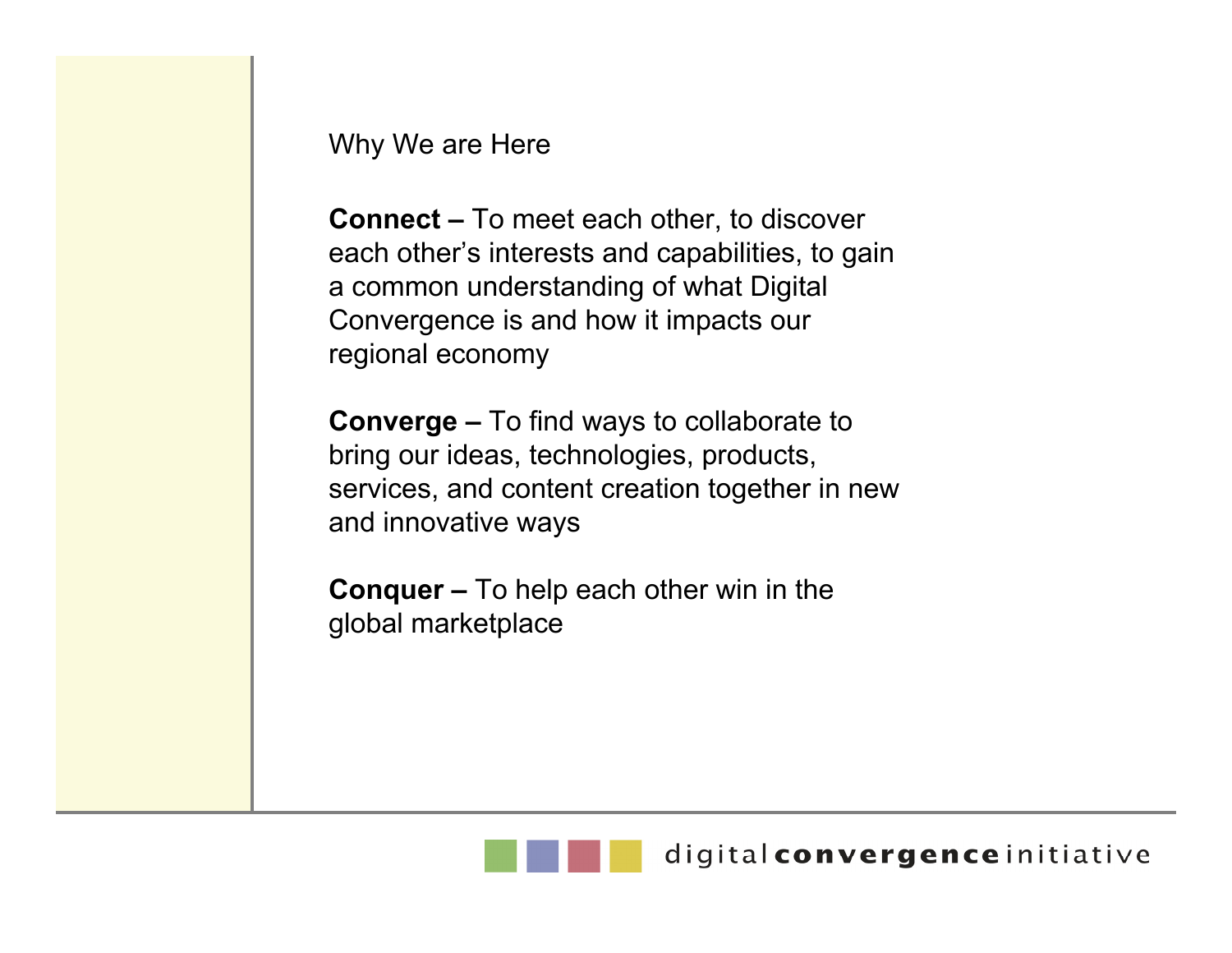## Why We are Here

**Connect –** To meet each other, to discover each other's interests and capabilities, to gain a common understanding of what Digital Convergence is and how it impacts our regional economy

**Converge –** To find ways to collaborate to bring our ideas, technologies, products, services, and content creation together in new and innovative ways

**Conquer –** To help each other win in the global marketplace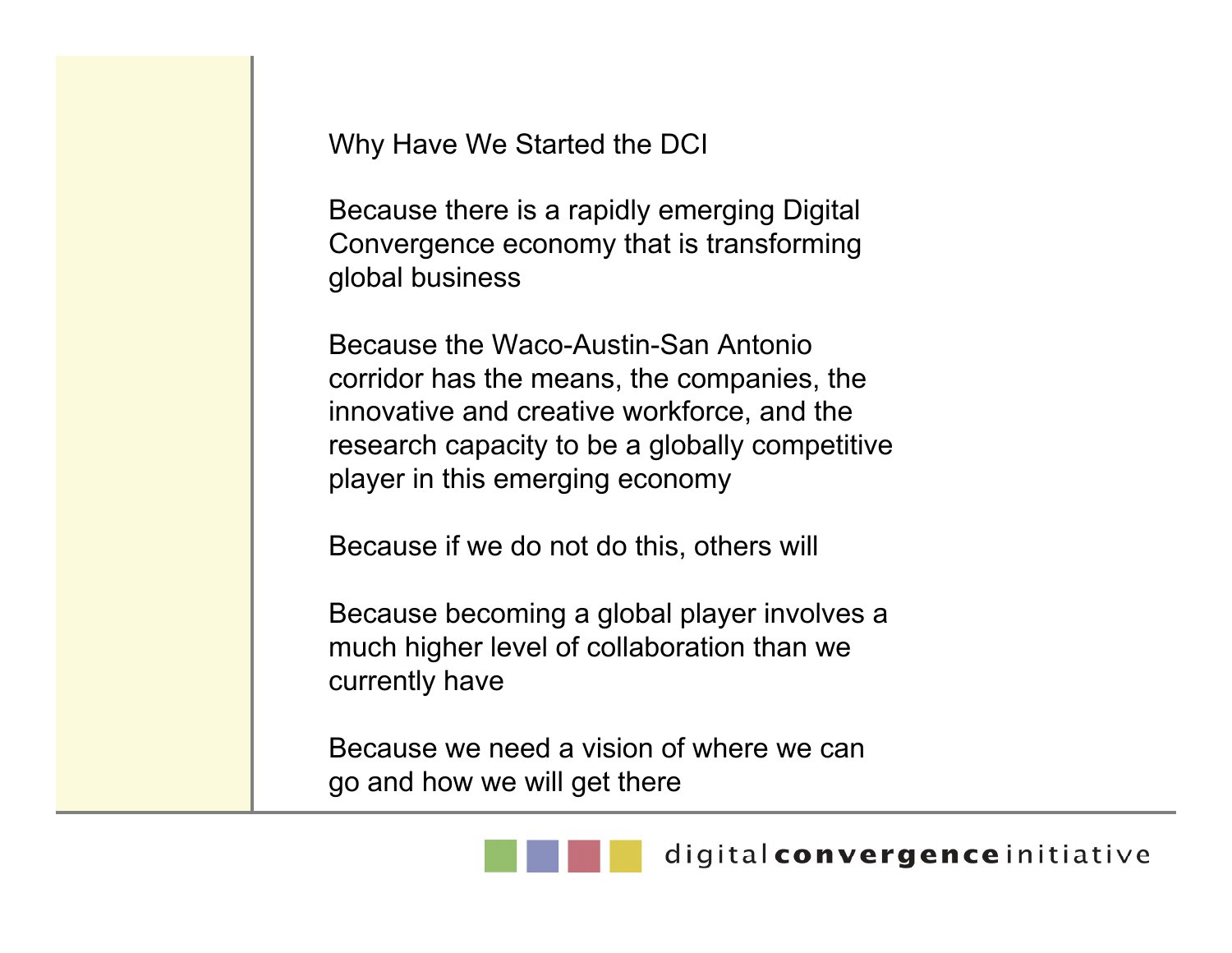## Why Have We Started the DCI

Because there is a rapidly emerging Digital Convergence economy that is transforming global business

Because the Waco-Austin-San Antonio corridor has the means, the companies, the innovative and creative workforce, and the research capacity to be a globally competitive player in this emerging economy

Because if we do not do this, others will

Because becoming a global player involves a much higher level of collaboration than we currently have

Because we need a vision of where we can go and how we will get there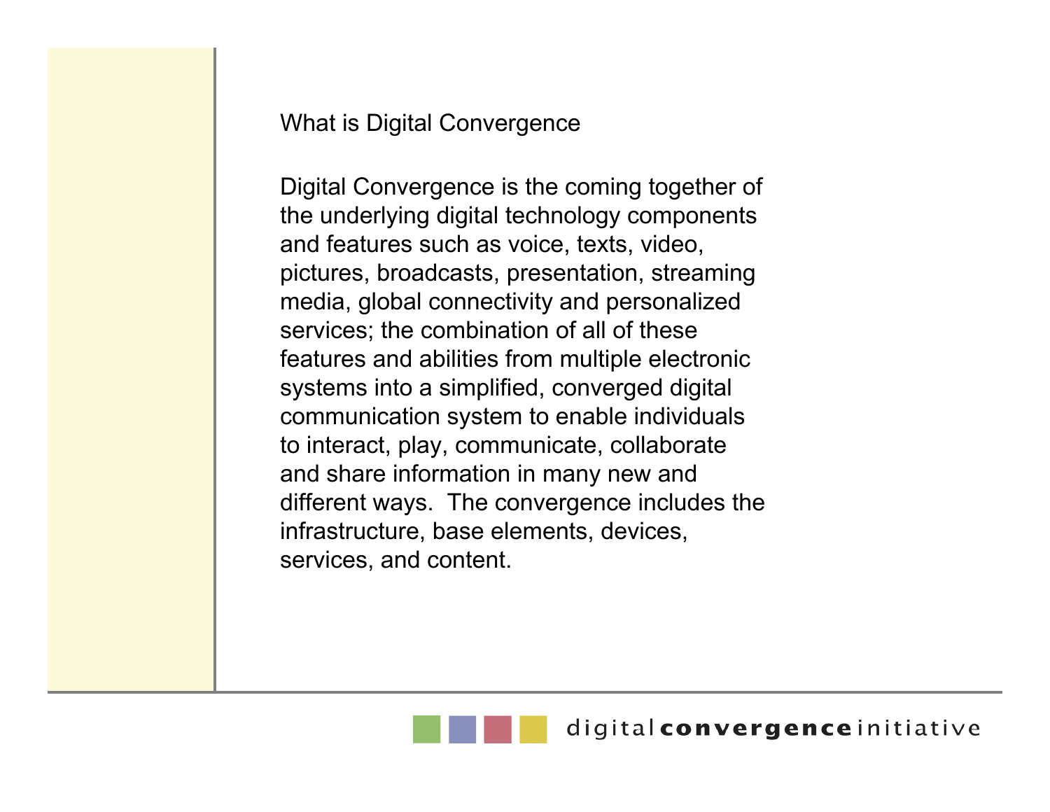## What is Digital Convergence

Digital Convergence is the coming together of the underlying digital technology components and features such as voice, texts, video, pictures, broadcasts, presentation, streaming media, global connectivity and personalized services; the combination of all of these features and abilities from multiple electronic systems into a simplified, converged digital communication system to enable individuals to interact, play, communicate, collaborate and share information in many new and different ways. The convergence includes the infrastructure, base elements, devices, services, and content.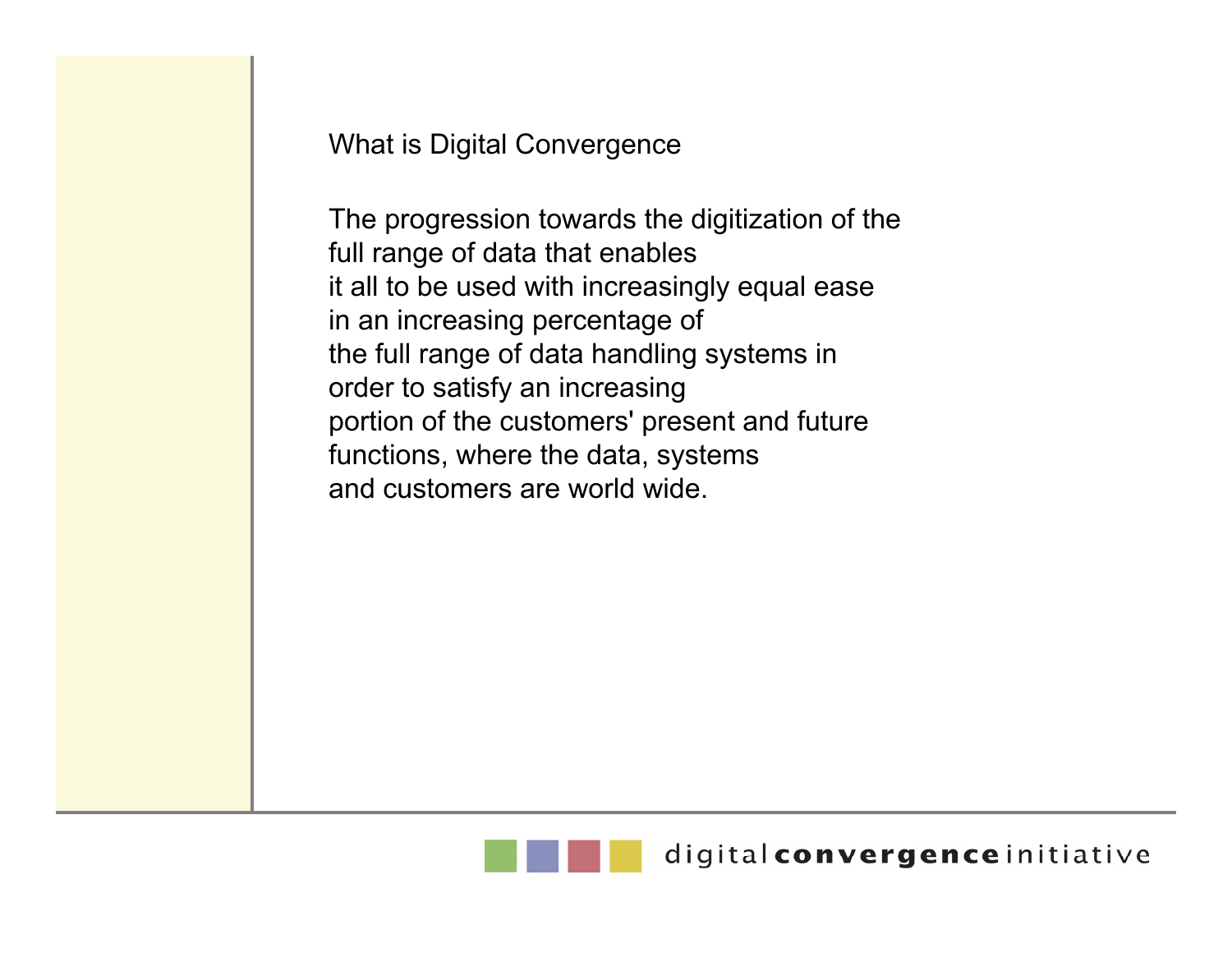## What is Digital Convergence

The progression towards the digitization of the full range of data that enables it all to be used with increasingly equal ease in an increasing percentage of the full range of data handling systems in order to satisfy an increasing portion of the customers' present and future functions, where the data, systems and customers are world wide.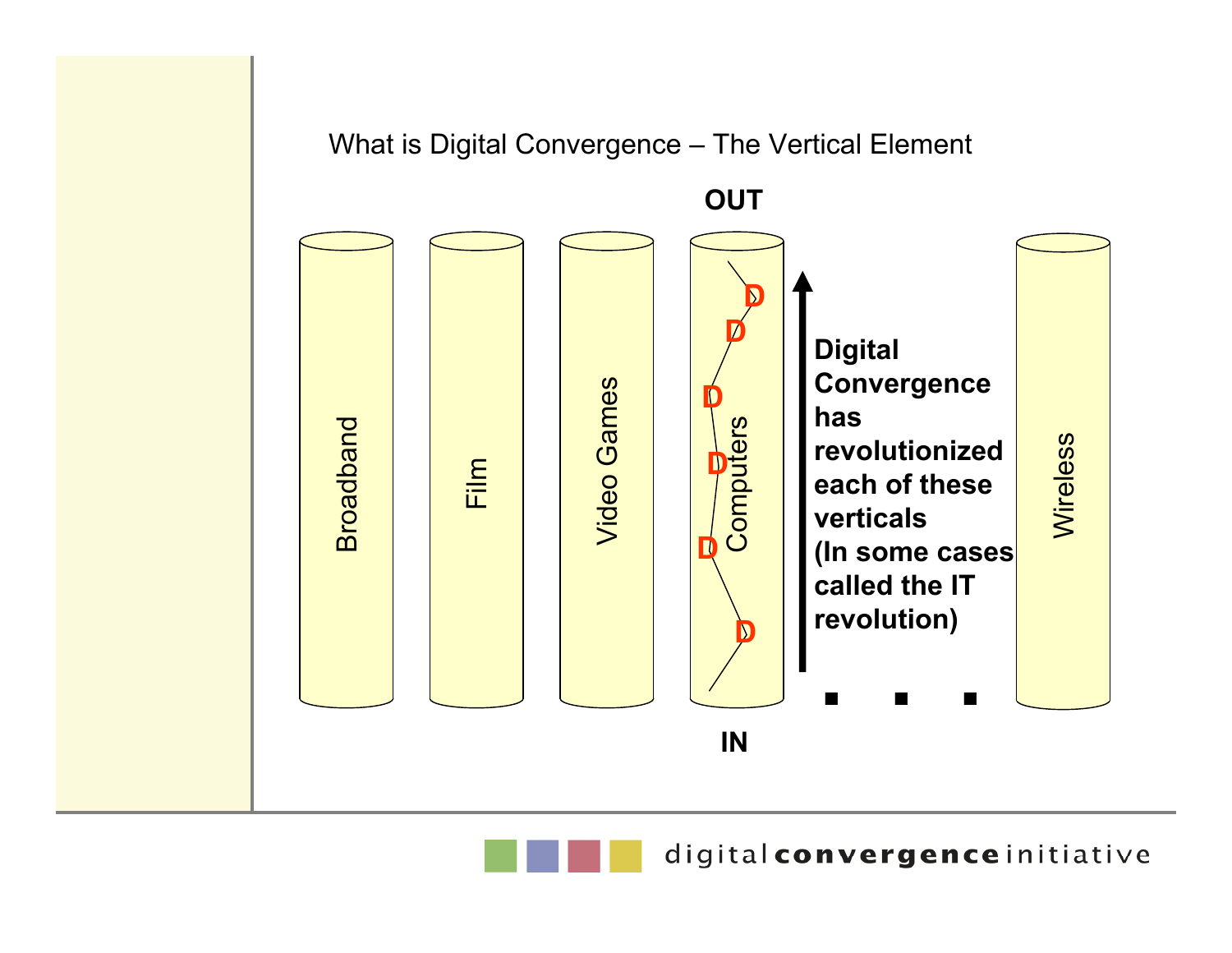## What is Digital Convergence – The Vertical Element

**OUT**

Broadband

Film

Video Games

Computers

D D D D D D

**Digital Convergence has revolutionized each of these verticals (In some cases called the IT revolution)**

. . .

Wireless

**IN**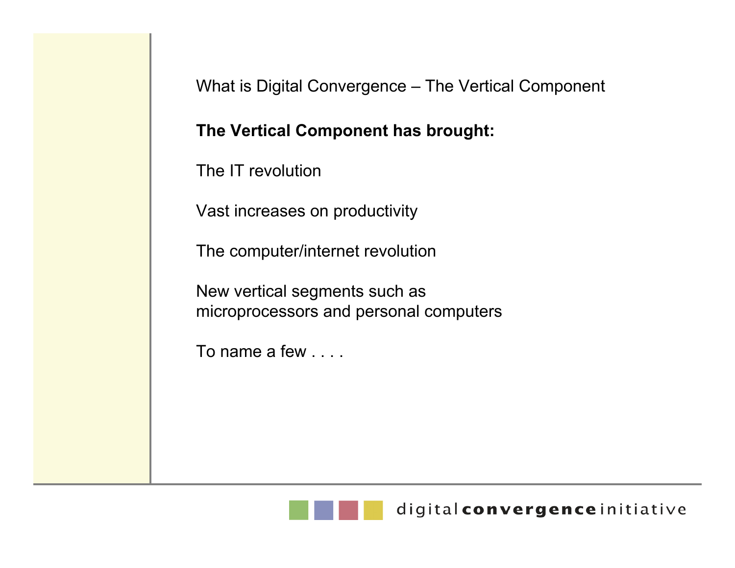## What is Digital Convergence – The Vertical Component

**The Vertical Component has brought:**

The IT revolution

Vast increases on productivity

The computer/internet revolution

New vertical segments such as microprocessors and personal computers

To name a few . . . .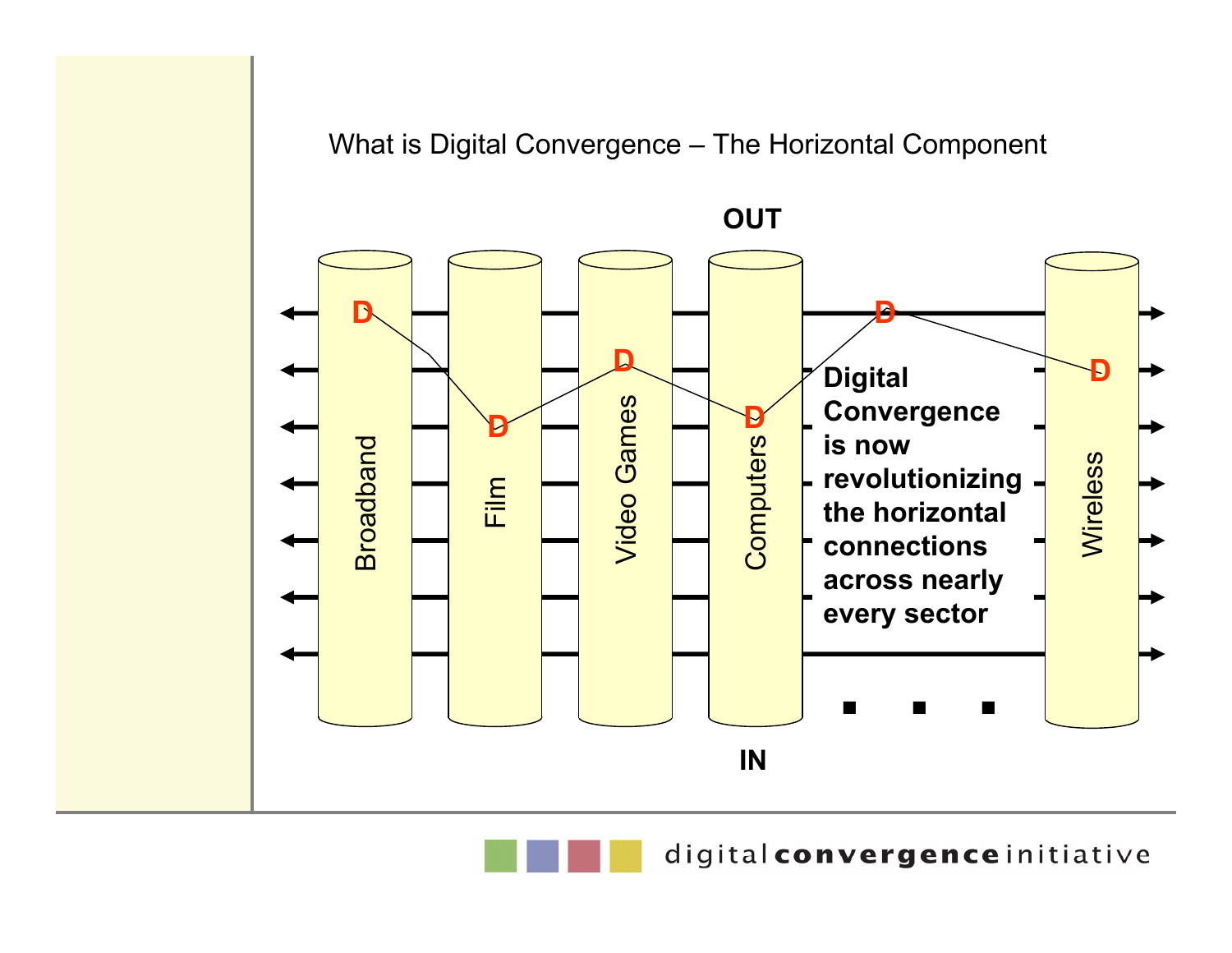# What is Digital Convergence – The Horizontal Component

OUT

Broadband | Film | Video Games | Computers | . . . | Wireless

D D D D D D

**Digital Convergence is now revolutionizing the horizontal connections across nearly every sector**

IN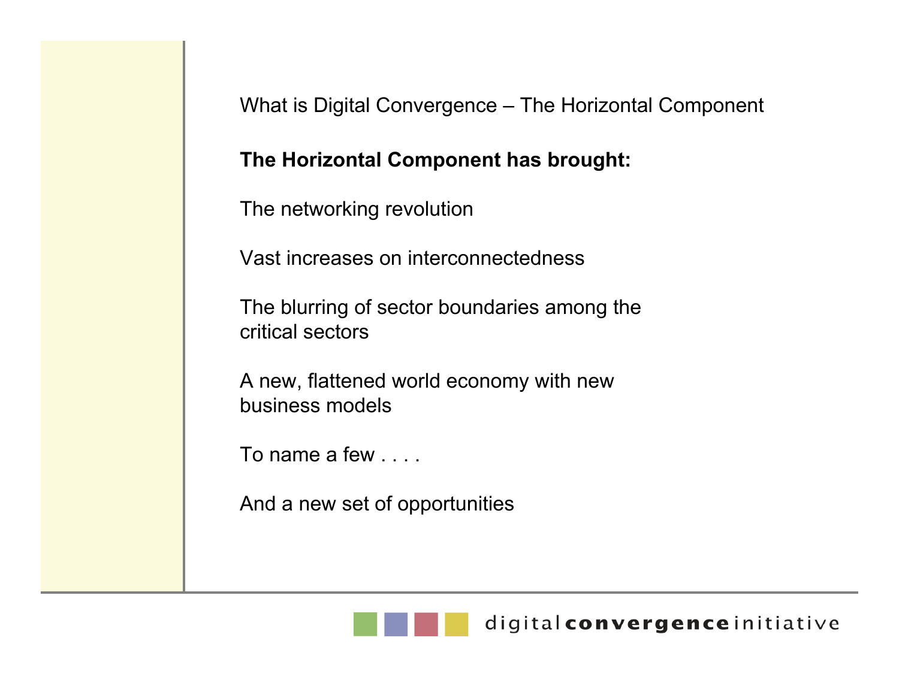## What is Digital Convergence – The Horizontal Component

**The Horizontal Component has brought:**

The networking revolution

Vast increases on interconnectedness

The blurring of sector boundaries among the critical sectors

A new, flattened world economy with new business models

To name a few . . . .

And a new set of opportunities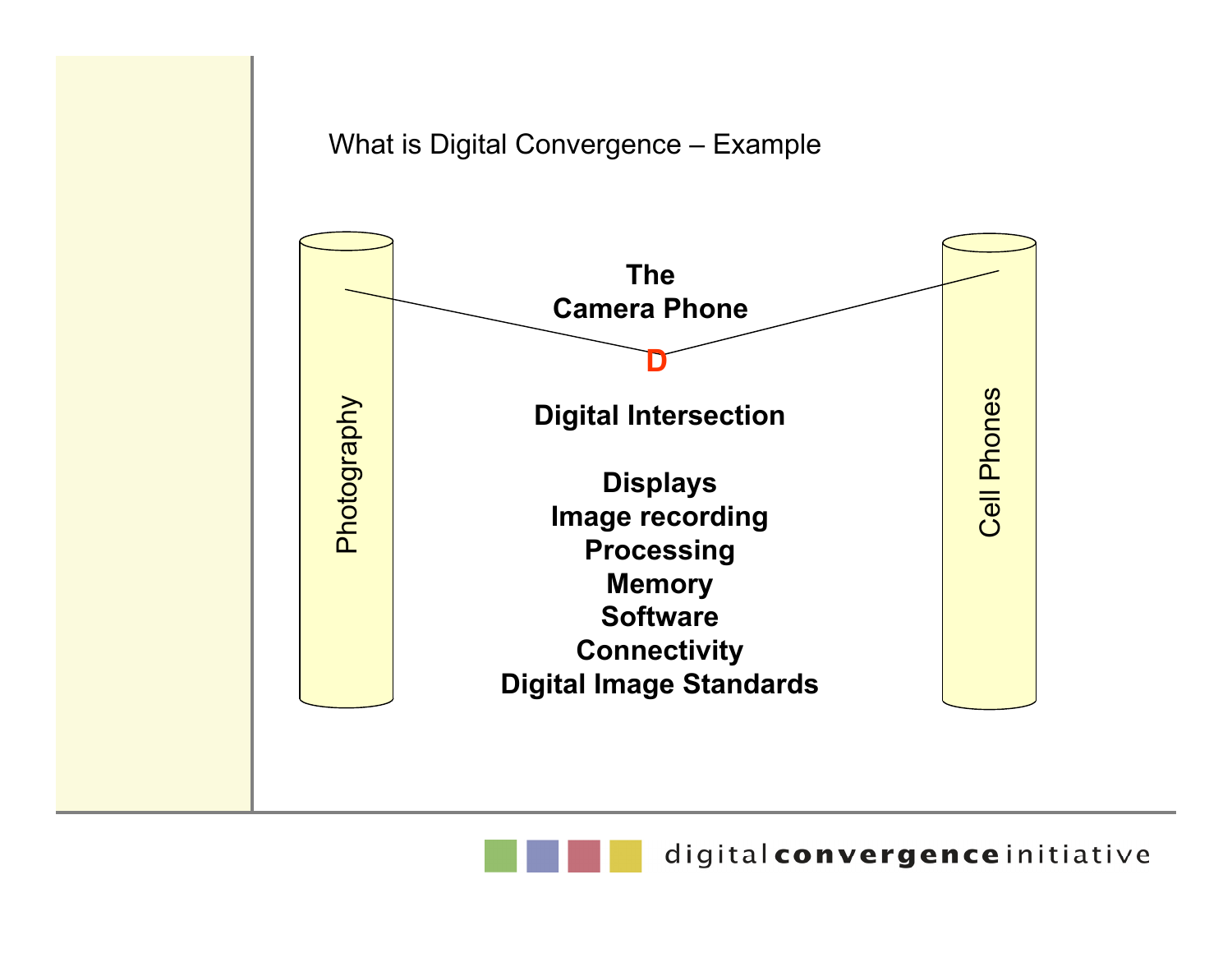## What is Digital Convergence – Example

Photography

Cell Phones

**The Camera Phone**

**D**

**Digital Intersection**

**Displays**
**Image recording**
**Processing**
**Memory**
**Software**
**Connectivity**
**Digital Image Standards**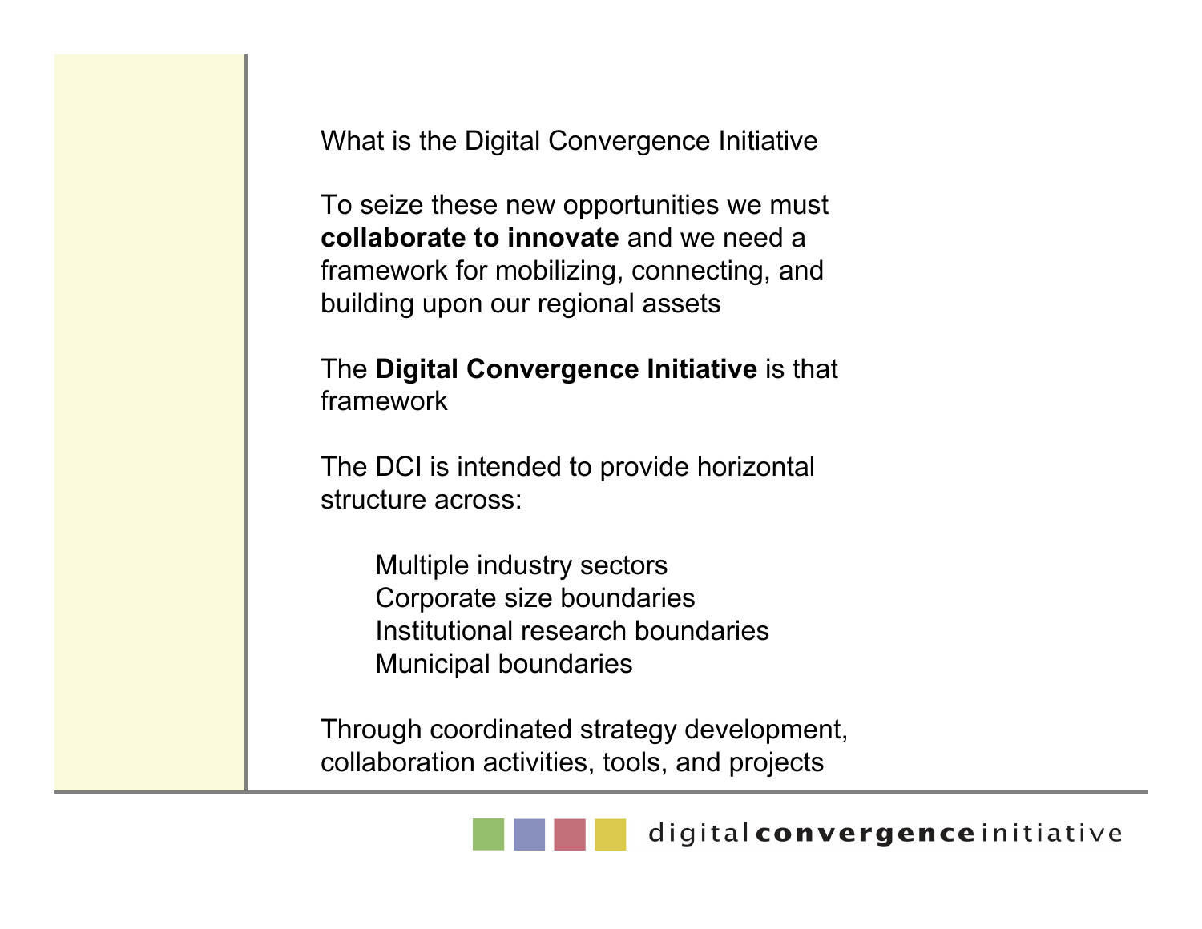## What is the Digital Convergence Initiative

To seize these new opportunities we must **collaborate to innovate** and we need a framework for mobilizing, connecting, and building upon our regional assets

The **Digital Convergence Initiative** is that framework

The DCI is intended to provide horizontal structure across:

- Multiple industry sectors
- Corporate size boundaries
- Institutional research boundaries
- Municipal boundaries

Through coordinated strategy development, collaboration activities, tools, and projects

digital**convergence**initiative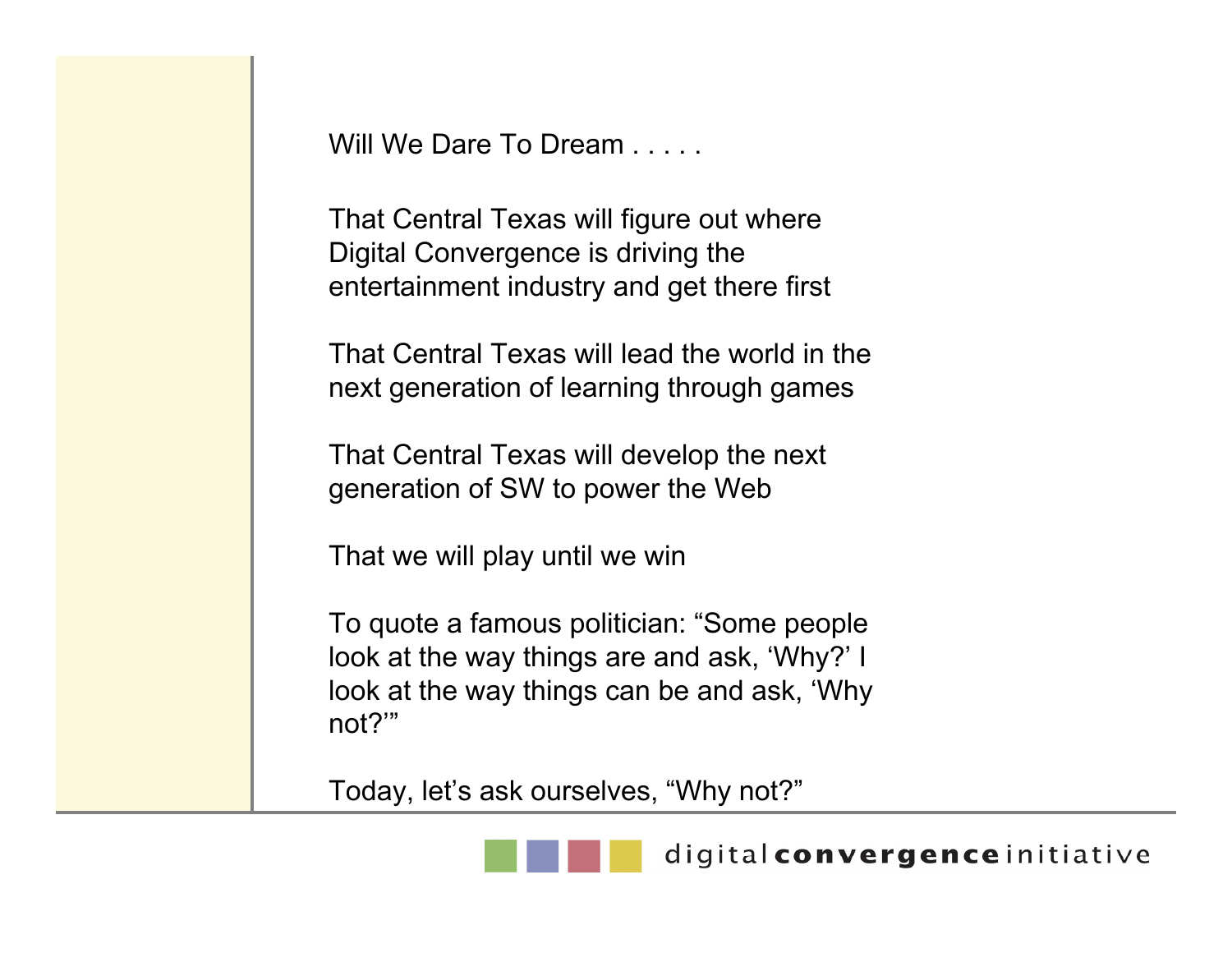Will We Dare To Dream . . . . .

That Central Texas will figure out where Digital Convergence is driving the entertainment industry and get there first

That Central Texas will lead the world in the next generation of learning through games

That Central Texas will develop the next generation of SW to power the Web

That we will play until we win

To quote a famous politician: “Some people look at the way things are and ask, ‘Why?’ I look at the way things can be and ask, ‘Why not?’”

Today, let’s ask ourselves, “Why not?”

digital **convergence** initiative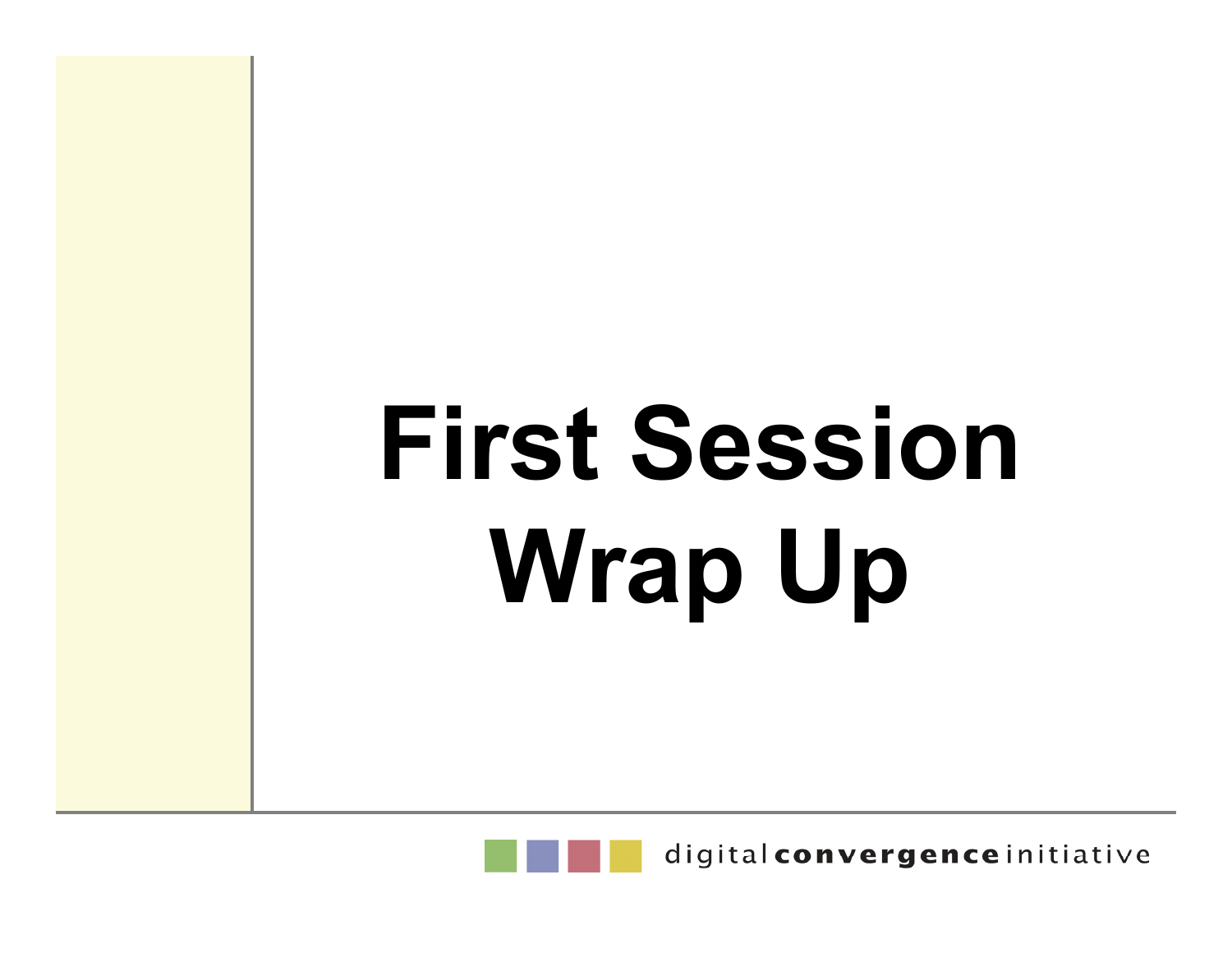# First Session Wrap Up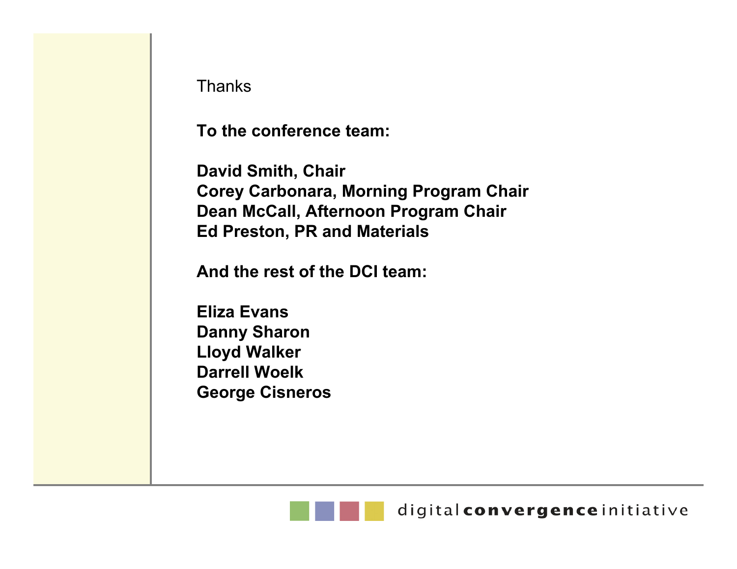Thanks

**To the conference team:**

**David Smith, Chair**
**Corey Carbonara, Morning Program Chair**
**Dean McCall, Afternoon Program Chair**
**Ed Preston, PR and Materials**

**And the rest of the DCI team:**

**Eliza Evans**
**Danny Sharon**
**Lloyd Walker**
**Darrell Woelk**
**George Cisneros**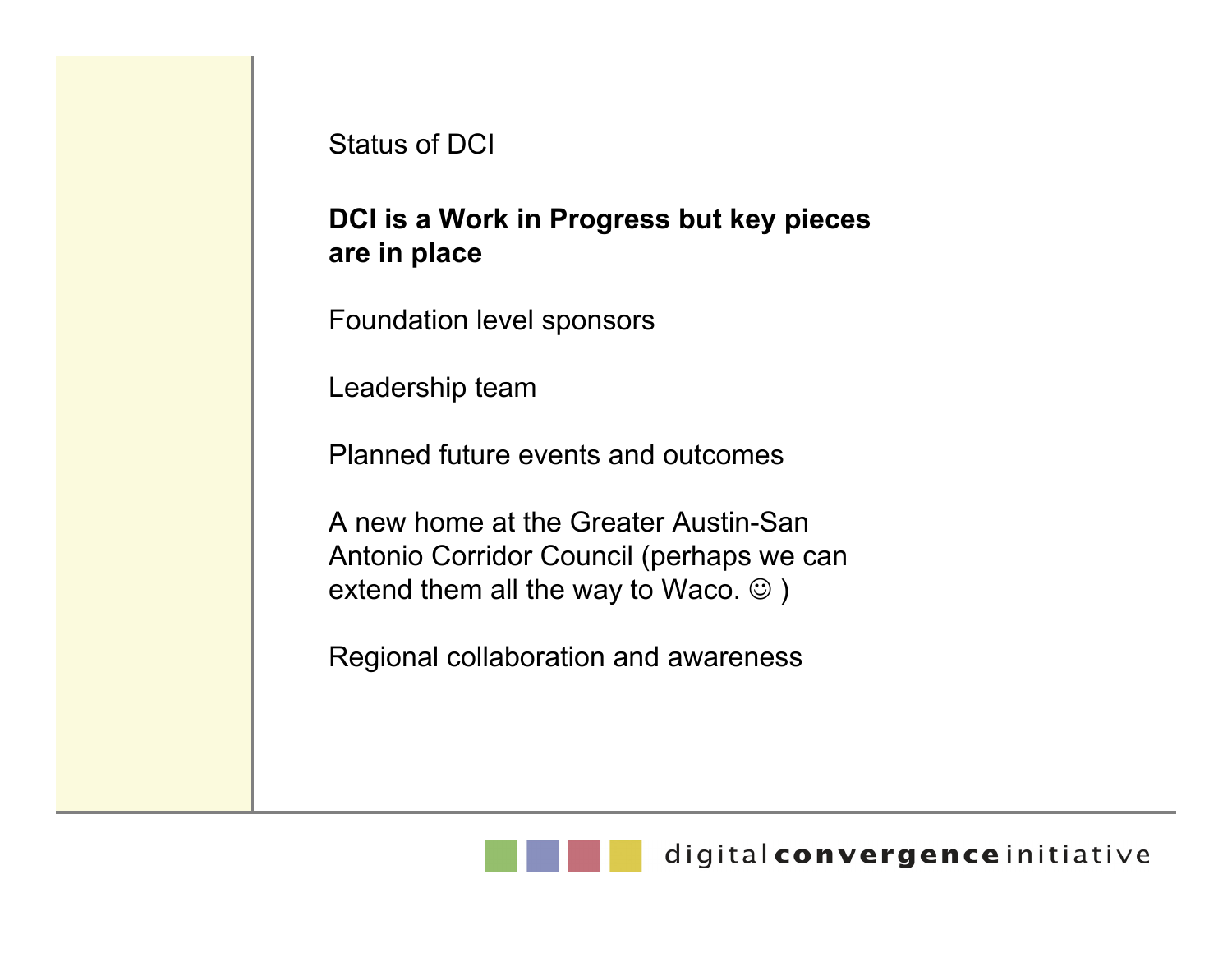Status of DCI

**DCI is a Work in Progress but key pieces are in place**

Foundation level sponsors

Leadership team

Planned future events and outcomes

A new home at the Greater Austin-San Antonio Corridor Council (perhaps we can extend them all the way to Waco. ☺ )

Regional collaboration and awareness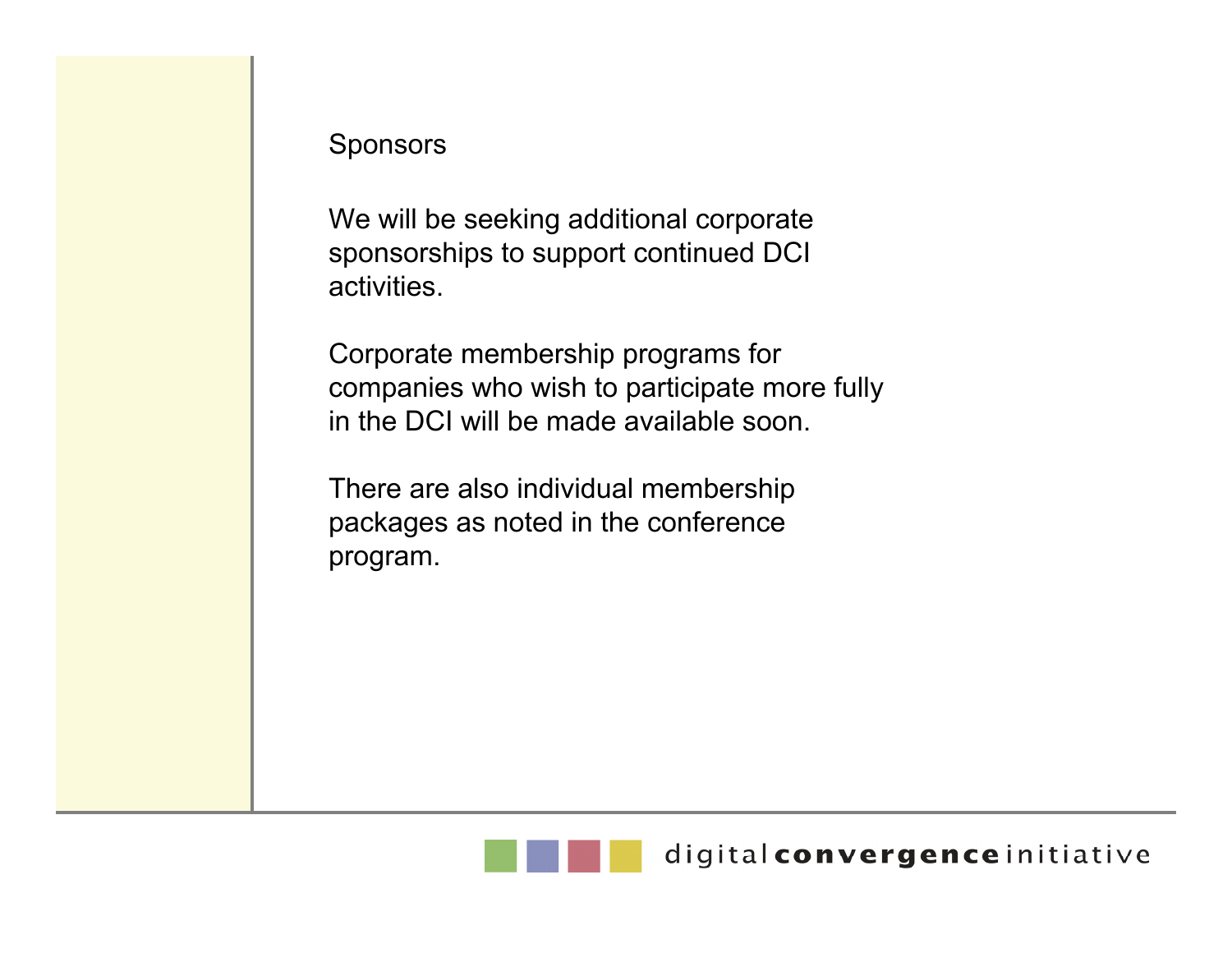## Sponsors

We will be seeking additional corporate sponsorships to support continued DCI activities.

Corporate membership programs for companies who wish to participate more fully in the DCI will be made available soon.

There are also individual membership packages as noted in the conference program.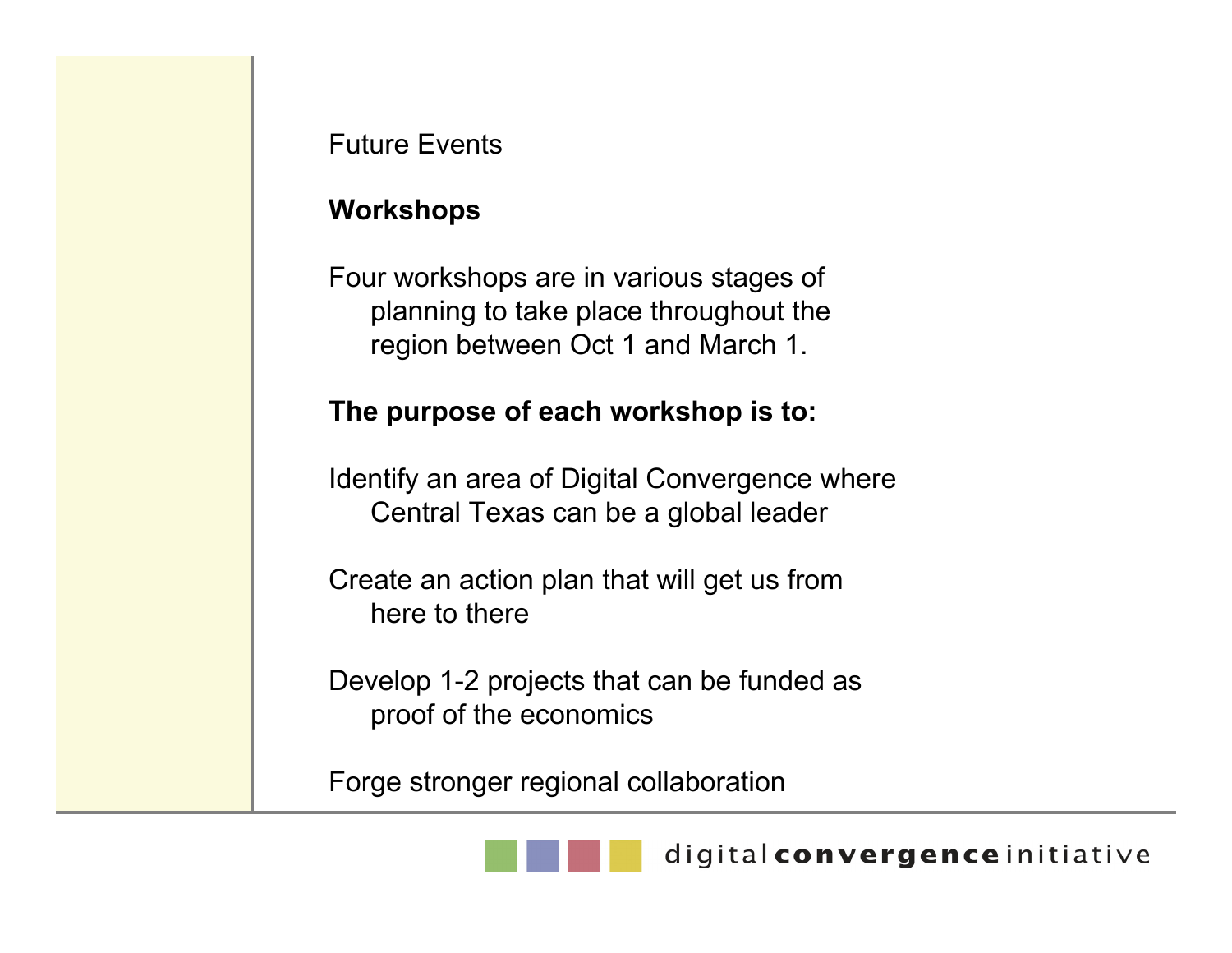Future Events

## Workshops

Four workshops are in various stages of planning to take place throughout the region between Oct 1 and March 1.

**The purpose of each workshop is to:**

Identify an area of Digital Convergence where Central Texas can be a global leader

Create an action plan that will get us from here to there

Develop 1-2 projects that can be funded as proof of the economics

Forge stronger regional collaboration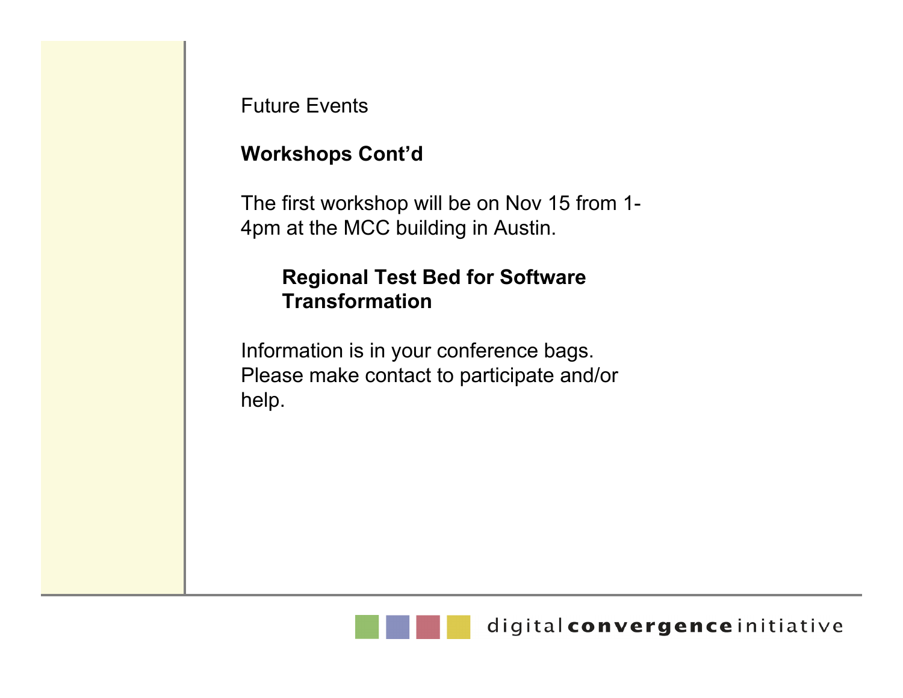Future Events

## Workshops Cont'd

The first workshop will be on Nov 15 from 1-4pm at the MCC building in Austin.

### Regional Test Bed for Software Transformation

Information is in your conference bags. Please make contact to participate and/or help.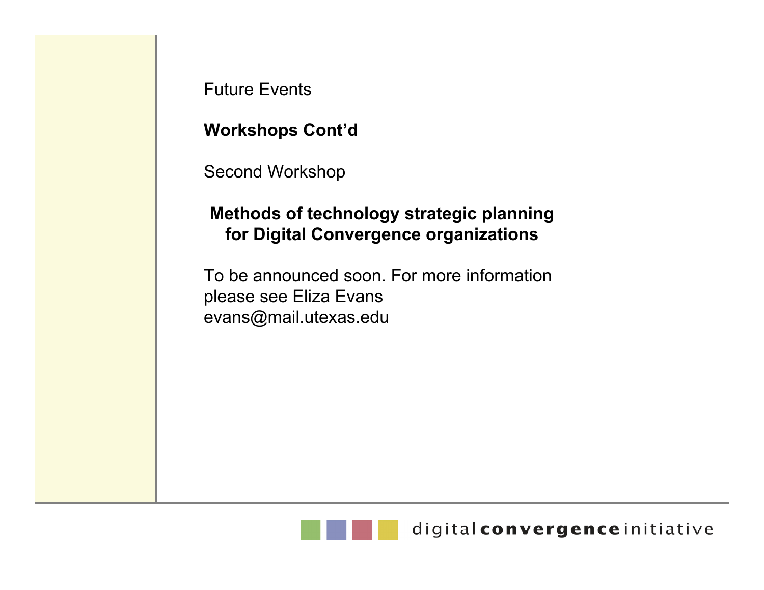Future Events

**Workshops Cont'd**

Second Workshop

**Methods of technology strategic planning for Digital Convergence organizations**

To be announced soon. For more information please see Eliza Evans evans@mail.utexas.edu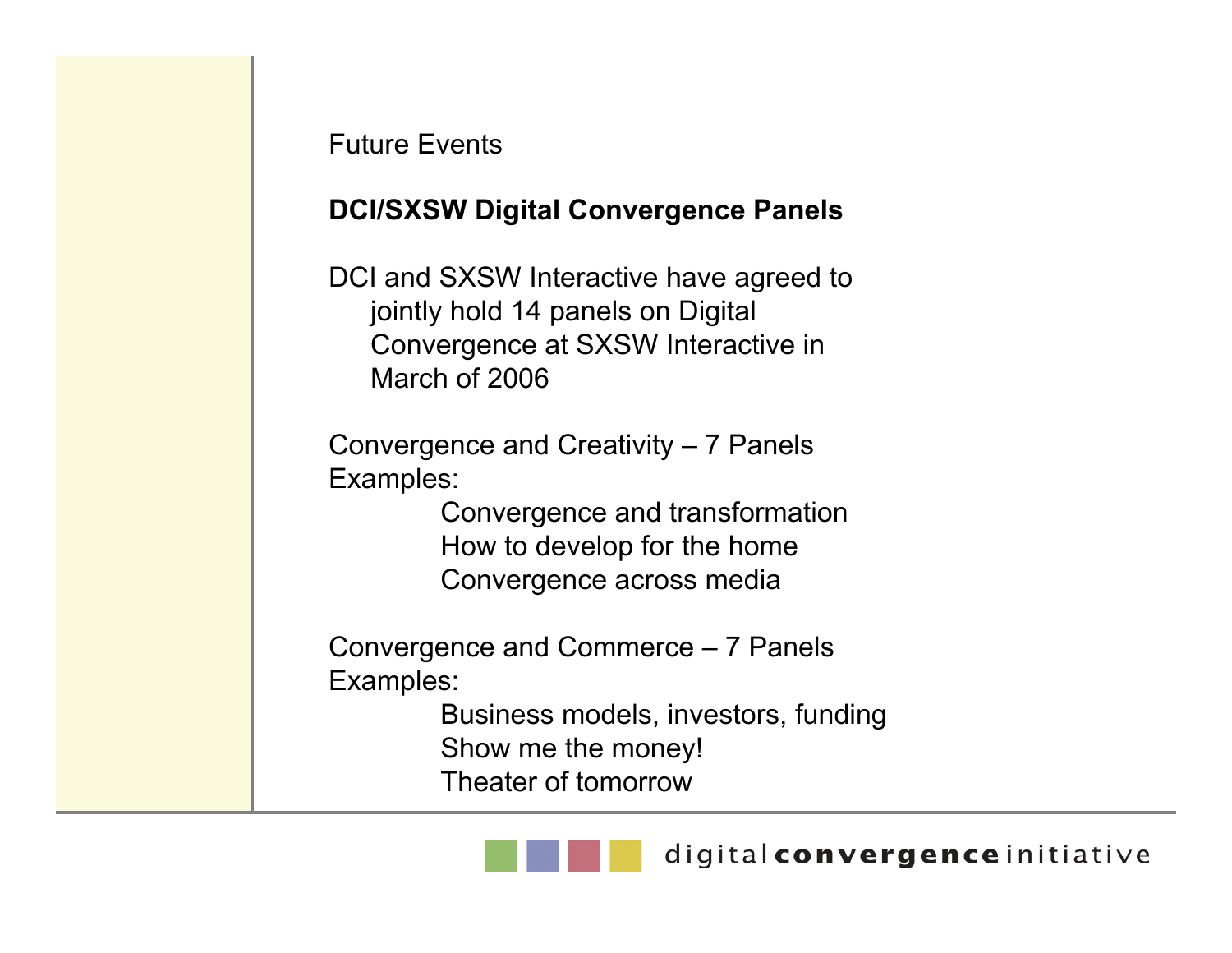Future Events

**DCI/SXSW Digital Convergence Panels**

DCI and SXSW Interactive have agreed to jointly hold 14 panels on Digital Convergence at SXSW Interactive in March of 2006

Convergence and Creativity – 7 Panels
Examples:

- Convergence and transformation
- How to develop for the home
- Convergence across media

Convergence and Commerce – 7 Panels
Examples:

- Business models, investors, funding
- Show me the money!
- Theater of tomorrow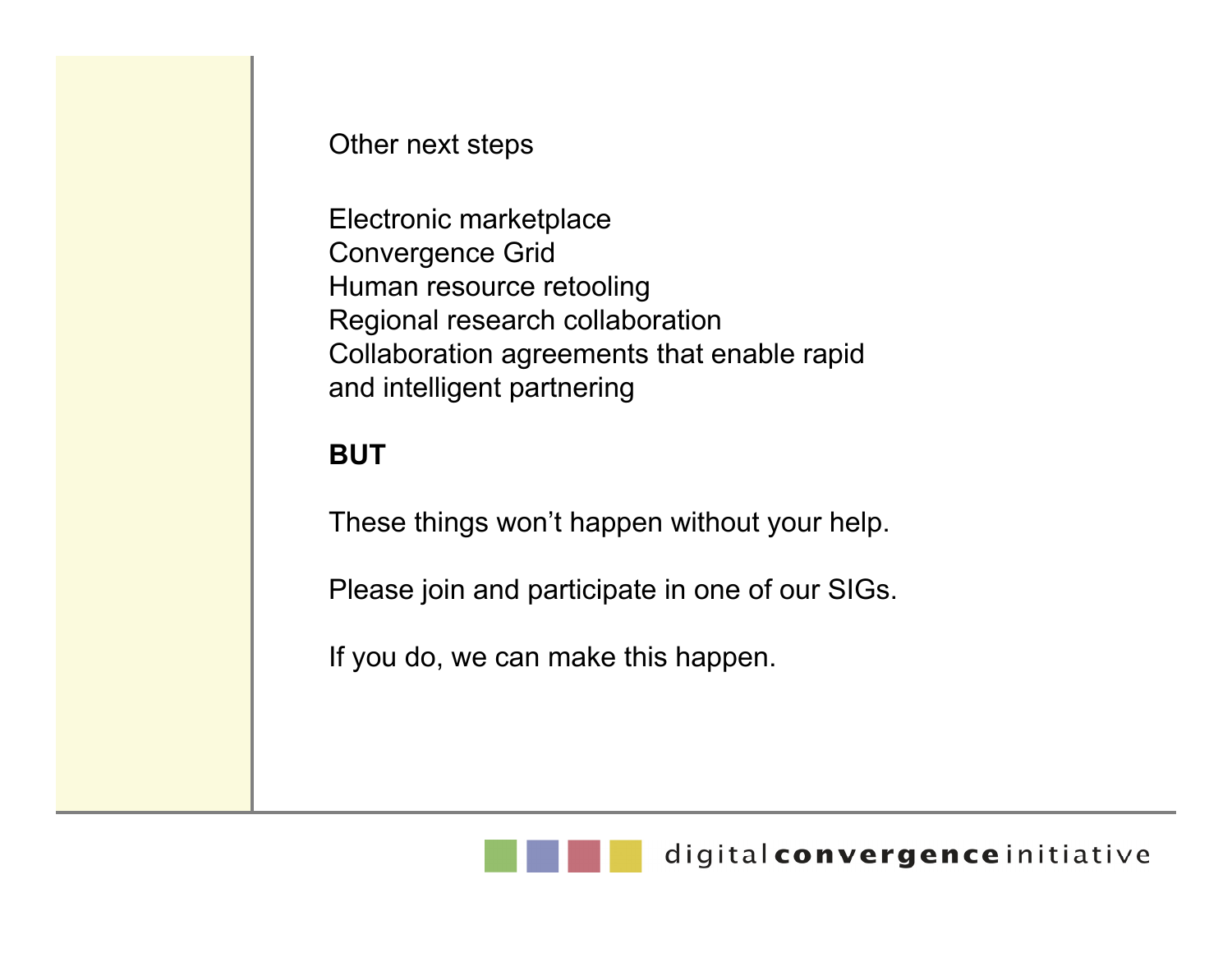Other next steps

Electronic marketplace
Convergence Grid
Human resource retooling
Regional research collaboration
Collaboration agreements that enable rapid and intelligent partnering

**BUT**

These things won't happen without your help.

Please join and participate in one of our SIGs.

If you do, we can make this happen.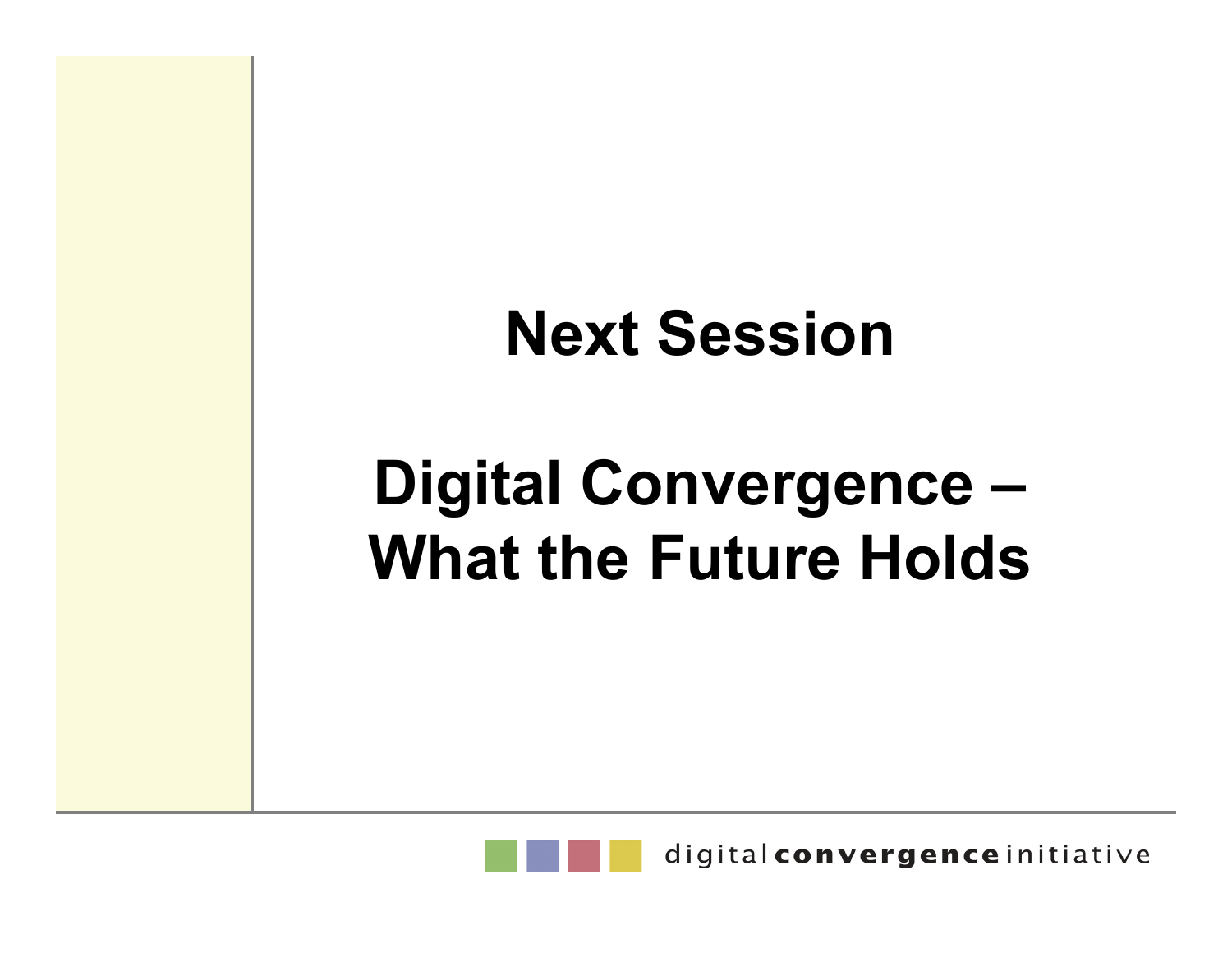# Next Session

# Digital Convergence – What the Future Holds